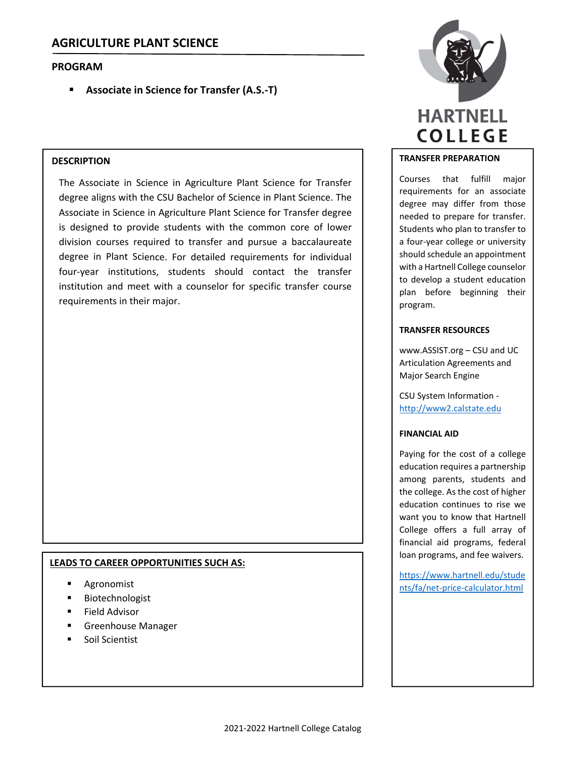# AGRICULTURE PLANT SCIENCE

## PROGRAM

- **Associate in Science for Transfer (A.S.-T)**

HARTNELL COLLEGE

## DESCRIPTION

The Associate in Science in Agriculture Plant Science for Transfer degree aligns with the CSU Bachelor of Science in Plant Science. The Associate in Science in Agriculture Plant Science for Transfer degree is designed to provide students with the common core of lower division courses required to transfer and pursue a baccalaureate degree in Plant Science. For detailed requirements for individual four-year institutions, students should contact the transfer institution and meet with a counselor for specific transfer course requirements in their major.

## LEADS TO CAREER OPPORTUNITIES SUCH AS:

- Agronomist
- Biotechnologist
- Field Advisor
- Greenhouse Manager
- Soil Scientist

## TRANSFER PREPARATION

Courses that fulfill major requirements for an associate degree may differ from those needed to prepare for transfer. Students who plan to transfer to a four-year college or university should schedule an appointment with a Hartnell College counselor to develop a student education plan before beginning their program.

## TRANSFER RESOURCES

www.ASSIST.org – CSU and UC Articulation Agreements and Major Search Engine

CSU System Information - http://www2.calstate.edu

## FINANCIAL AID

Paying for the cost of a college education requires a partnership among parents, students and the college. As the cost of higher education continues to rise we want you to know that Hartnell College offers a full array of financial aid programs, federal loan programs, and fee waivers.

https://www.hartnell.edu/students/fa/net-price-calculator.html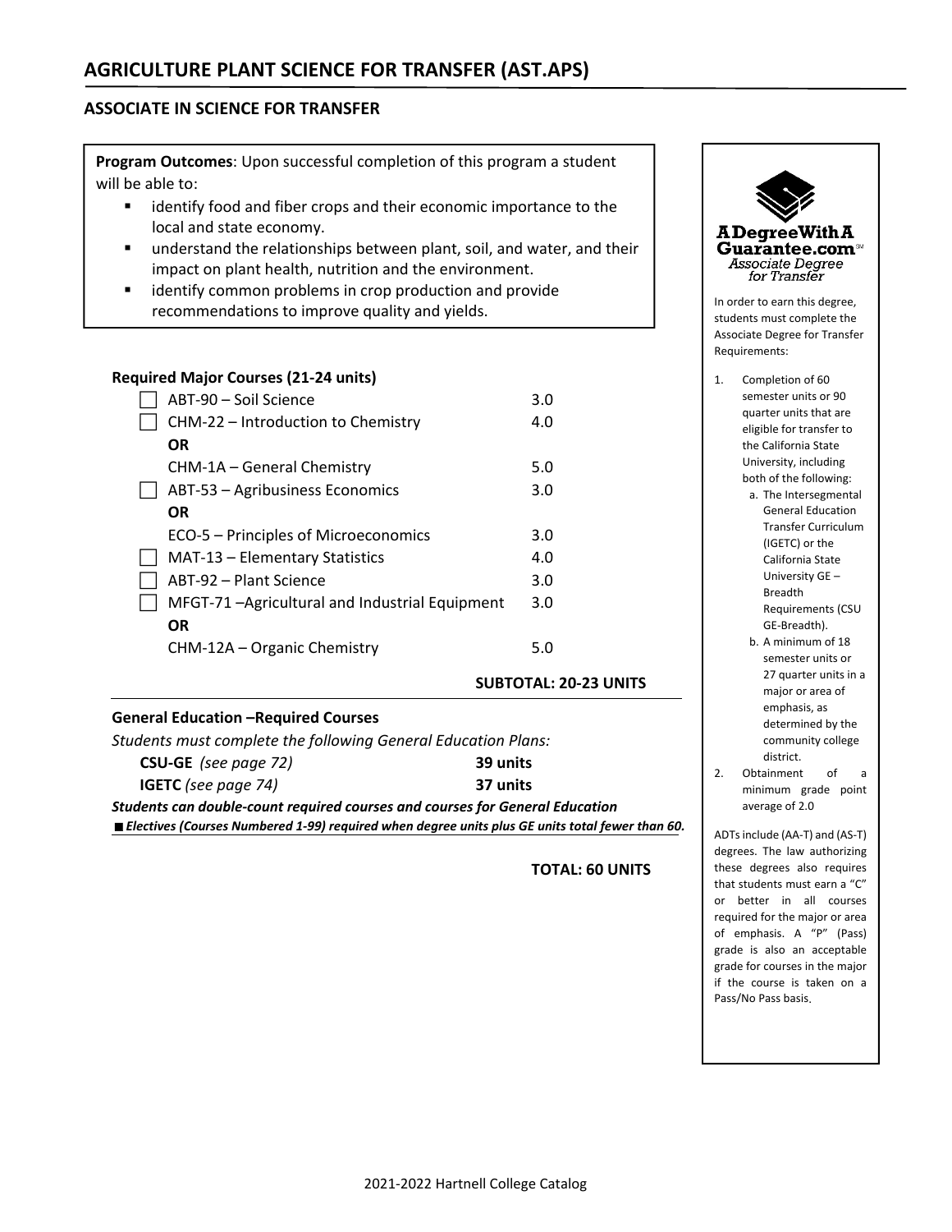# AGRICULTURE PLANT SCIENCE FOR TRANSFER (AST.APS)

## ASSOCIATE IN SCIENCE FOR TRANSFER

**Program Outcomes**: Upon successful completion of this program a student will be able to:

- identify food and fiber crops and their economic importance to the local and state economy.
- understand the relationships between plant, soil, and water, and their impact on plant health, nutrition and the environment.
- identify common problems in crop production and provide recommendations to improve quality and yields.

### Required Major Courses (21-24 units)

| | | |
|---|---|---|
| ☐ | ABT-90 – Soil Science | 3.0 |
| ☐ | CHM-22 – Introduction to Chemistry | 4.0 |
| | **OR** | |
| | CHM-1A – General Chemistry | 5.0 |
| ☐ | ABT-53 – Agribusiness Economics | 3.0 |
| | **OR** | |
| | ECO-5 – Principles of Microeconomics | 3.0 |
| ☐ | MAT-13 – Elementary Statistics | 4.0 |
| ☐ | ABT-92 – Plant Science | 3.0 |
| ☐ | MFGT-71 –Agricultural and Industrial Equipment | 3.0 |
| | **OR** | |
| | CHM-12A – Organic Chemistry | 5.0 |

**SUBTOTAL: 20-23 UNITS**

### General Education –Required Courses

*Students must complete the following General Education Plans:*

| | |
|---|---|
| **CSU-GE** *(see page 72)* | **39 units** |
| **IGETC** *(see page 74)* | **37 units** |

***Students can double-count required courses and courses for General Education***

■ ***Electives (Courses Numbered 1-99) required when degree units plus GE units total fewer than 60.***

**TOTAL: 60 UNITS**

---

**A Degree With A Guarantee.com**
*Associate Degree for Transfer*

In order to earn this degree, students must complete the Associate Degree for Transfer Requirements:

1. Completion of 60 semester units or 90 quarter units that are eligible for transfer to the California State University, including both of the following:
   a. The Intersegmental General Education Transfer Curriculum (IGETC) or the California State University GE – Breadth Requirements (CSU GE-Breadth).
   b. A minimum of 18 semester units or 27 quarter units in a major or area of emphasis, as determined by the community college district.
2. Obtainment of a minimum grade point average of 2.0

ADTs include (AA-T) and (AS-T) degrees. The law authorizing these degrees also requires that students must earn a "C" or better in all courses required for the major or area of emphasis. A "P" (Pass) grade is also an acceptable grade for courses in the major if the course is taken on a Pass/No Pass basis.